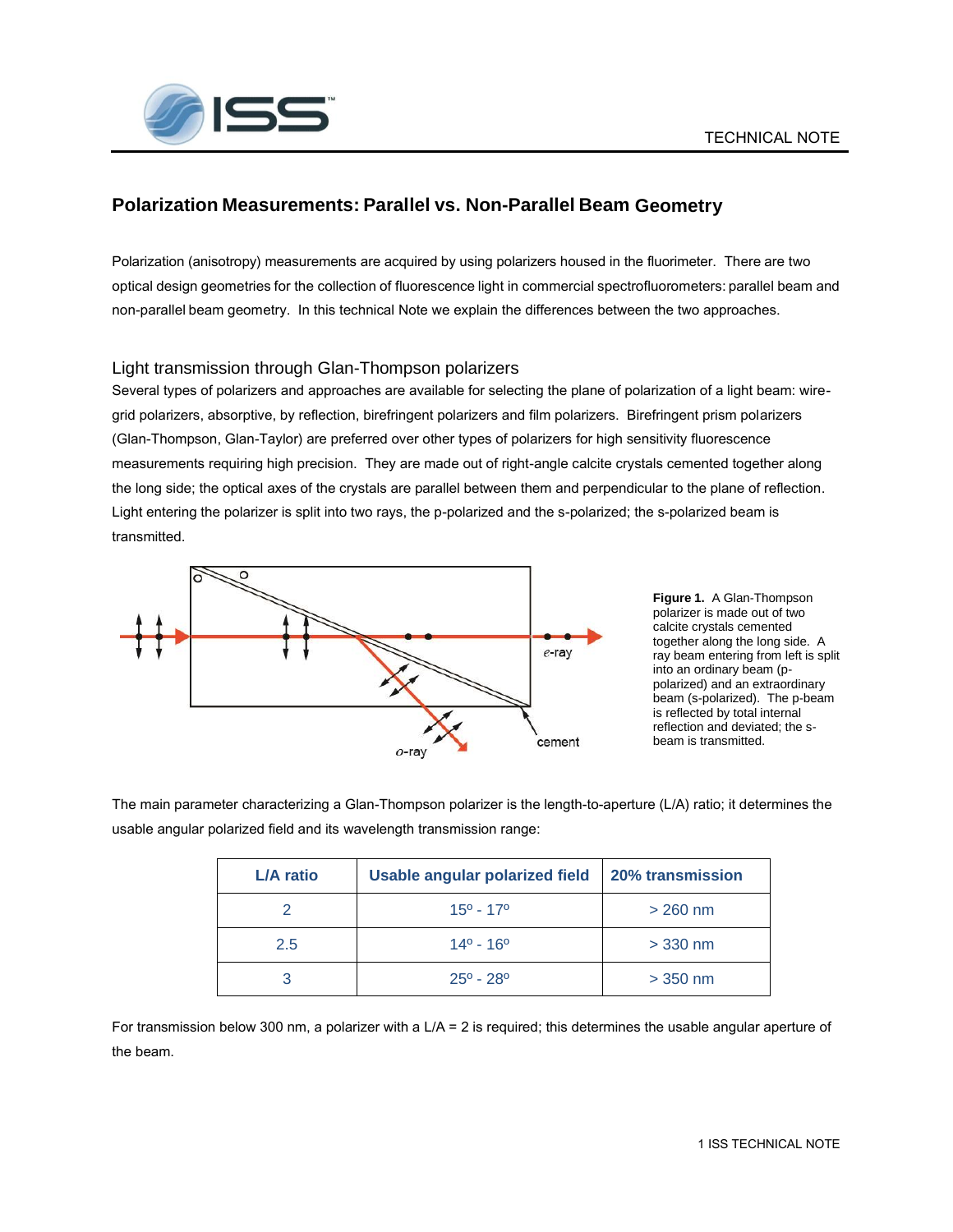TECHNICAL NOTE

## Polarization Measurements: Parallel vs. Non-Parallel Beam Geometry

Polarization (anisotropy) measurements are acquired by using polarizers housed in the fluorimeter. There are two optical design geometries for the collection of fluorescence light in commercial spectrofluorometers: parallel beam and non-parallel beam geometry. In this technical Note we explain the differences between the two approaches.

### Light transmission through Glan-Thompson polarizers

Several types of polarizers and approaches are available for selecting the plane of polarization of a light beam: wire-grid polarizers, absorptive, by reflection, birefringent polarizers and film polarizers. Birefringent prism polarizers (Glan-Thompson, Glan-Taylor) are preferred over other types of polarizers for high sensitivity fluorescence measurements requiring high precision. They are made out of right-angle calcite crystals cemented together along the long side; the optical axes of the crystals are parallel between them and perpendicular to the plane of reflection. Light entering the polarizer is split into two rays, the p-polarized and the s-polarized; the s-polarized beam is transmitted.

**Figure 1.** A Glan-Thompson polarizer is made out of two calcite crystals cemented together along the long side. A ray beam entering from left is split into an ordinary beam (p-polarized) and an extraordinary beam (s-polarized). The p-beam is reflected by total internal reflection and deviated; the s-beam is transmitted.

The main parameter characterizing a Glan-Thompson polarizer is the length-to-aperture (L/A) ratio; it determines the usable angular polarized field and its wavelength transmission range:

| L/A ratio | Usable angular polarized field | 20% transmission |
|---|---|---|
| 2 | 15º - 17º | > 260 nm |
| 2.5 | 14º - 16º | > 330 nm |
| 3 | 25º - 28º | > 350 nm |

For transmission below 300 nm, a polarizer with a L/A = 2 is required; this determines the usable angular aperture of the beam.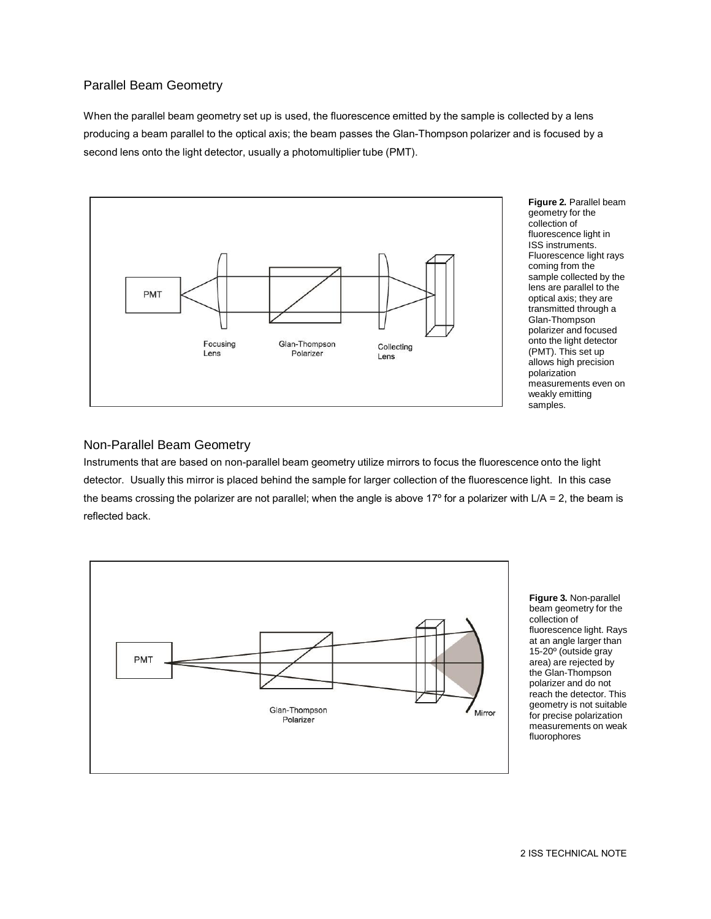## Parallel Beam Geometry

When the parallel beam geometry set up is used, the fluorescence emitted by the sample is collected by a lens producing a beam parallel to the optical axis; the beam passes the Glan-Thompson polarizer and is focused by a second lens onto the light detector, usually a photomultiplier tube (PMT).

**Figure 2.** Parallel beam geometry for the collection of fluorescence light in ISS instruments. Fluorescence light rays coming from the sample collected by the lens are parallel to the optical axis; they are transmitted through a Glan-Thompson polarizer and focused onto the light detector (PMT). This set up allows high precision polarization measurements even on weakly emitting samples.

## Non-Parallel Beam Geometry

Instruments that are based on non-parallel beam geometry utilize mirrors to focus the fluorescence onto the light detector. Usually this mirror is placed behind the sample for larger collection of the fluorescence light. In this case the beams crossing the polarizer are not parallel; when the angle is above 17º for a polarizer with L/A = 2, the beam is reflected back.

**Figure 3.** Non-parallel beam geometry for the collection of fluorescence light. Rays at an angle larger than 15-20º (outside gray area) are rejected by the Glan-Thompson polarizer and do not reach the detector. This geometry is not suitable for precise polarization measurements on weak fluorophores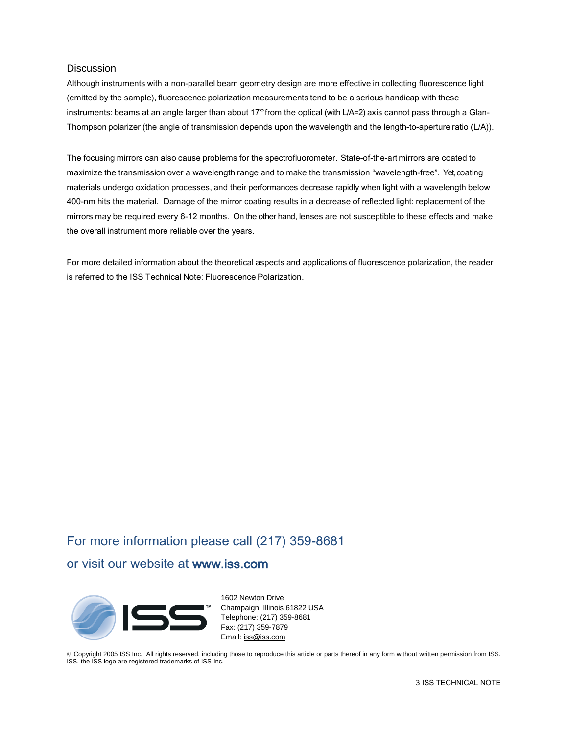## Discussion

Although instruments with a non-parallel beam geometry design are more effective in collecting fluorescence light (emitted by the sample), fluorescence polarization measurements tend to be a serious handicap with these instruments: beams at an angle larger than about 17° from the optical (with L/A=2) axis cannot pass through a Glan-Thompson polarizer (the angle of transmission depends upon the wavelength and the length-to-aperture ratio (L/A)).

The focusing mirrors can also cause problems for the spectrofluorometer. State-of-the-art mirrors are coated to maximize the transmission over a wavelength range and to make the transmission "wavelength-free". Yet, coating materials undergo oxidation processes, and their performances decrease rapidly when light with a wavelength below 400-nm hits the material. Damage of the mirror coating results in a decrease of reflected light: replacement of the mirrors may be required every 6-12 months. On the other hand, lenses are not susceptible to these effects and make the overall instrument more reliable over the years.

For more detailed information about the theoretical aspects and applications of fluorescence polarization, the reader is referred to the ISS Technical Note: Fluorescence Polarization.

For more information please call (217) 359-8681
or visit our website at **www.iss.com**

ISS™

1602 Newton Drive
Champaign, Illinois 61822 USA
Telephone: (217) 359-8681
Fax: (217) 359-7879
Email: iss@iss.com

© Copyright 2005 ISS Inc. All rights reserved, including those to reproduce this article or parts thereof in any form without written permission from ISS. ISS, the ISS logo are registered trademarks of ISS Inc.